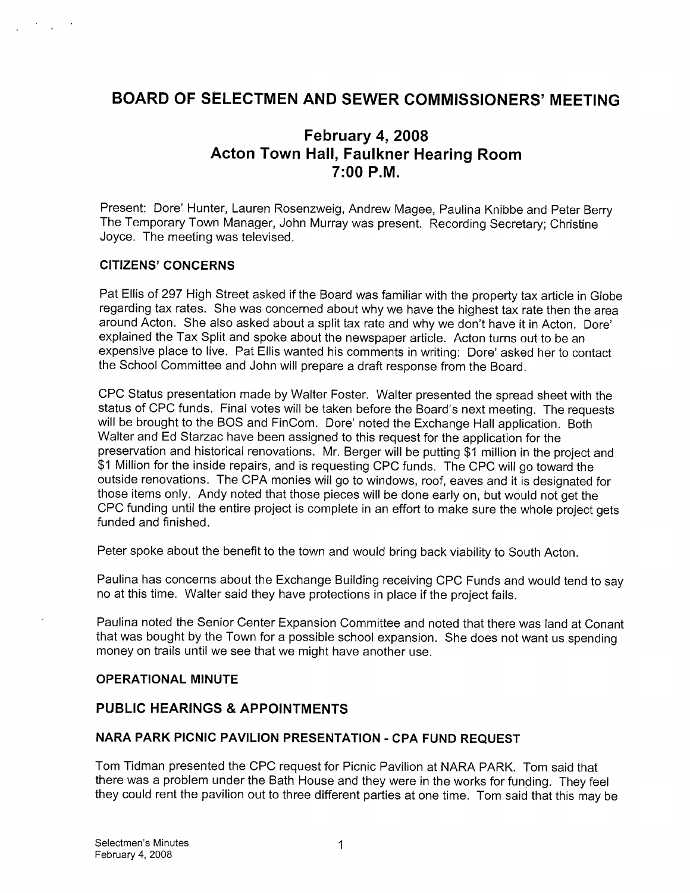# BOARD OF SELECTMEN AND SEWER COMMISSIONERS' MEETING

## February 4, 2008
## Acton Town Hall, Faulkner Hearing Room
## 7:00 P.M.

Present: Dore' Hunter, Lauren Rosenzweig, Andrew Magee, Paulina Knibbe and Peter Berry
The Temporary Town Manager, John Murray was present. Recording Secretary; Christine Joyce. The meeting was televised.

### CITIZENS' CONCERNS

Pat Ellis of 297 High Street asked if the Board was familiar with the property tax article in Globe regarding tax rates. She was concerned about why we have the highest tax rate then the area around Acton. She also asked about a split tax rate and why we don't have it in Acton. Dore' explained the Tax Split and spoke about the newspaper article. Acton turns out to be an expensive place to live. Pat Ellis wanted his comments in writing: Dore' asked her to contact the School Committee and John will prepare a draft response from the Board.

CPC Status presentation made by Walter Foster. Walter presented the spread sheet with the status of CPC funds. Final votes will be taken before the Board's next meeting. The requests will be brought to the BOS and FinCom. Dore' noted the Exchange Hall application. Both Walter and Ed Starzac have been assigned to this request for the application for the preservation and historical renovations. Mr. Berger will be putting $1 million in the project and $1 Million for the inside repairs, and is requesting CPC funds. The CPC will go toward the outside renovations. The CPA monies will go to windows, roof, eaves and it is designated for those items only. Andy noted that those pieces will be done early on, but would not get the CPC funding until the entire project is complete in an effort to make sure the whole project gets funded and finished.

Peter spoke about the benefit to the town and would bring back viability to South Acton.

Paulina has concerns about the Exchange Building receiving CPC Funds and would tend to say no at this time. Walter said they have protections in place if the project fails.

Paulina noted the Senior Center Expansion Committee and noted that there was land at Conant that was bought by the Town for a possible school expansion. She does not want us spending money on trails until we see that we might have another use.

### OPERATIONAL MINUTE

## PUBLIC HEARINGS & APPOINTMENTS

### NARA PARK PICNIC PAVILION PRESENTATION - CPA FUND REQUEST

Tom Tidman presented the CPC request for Picnic Pavilion at NARA PARK. Tom said that there was a problem under the Bath House and they were in the works for funding. They feel they could rent the pavilion out to three different parties at one time. Tom said that this may be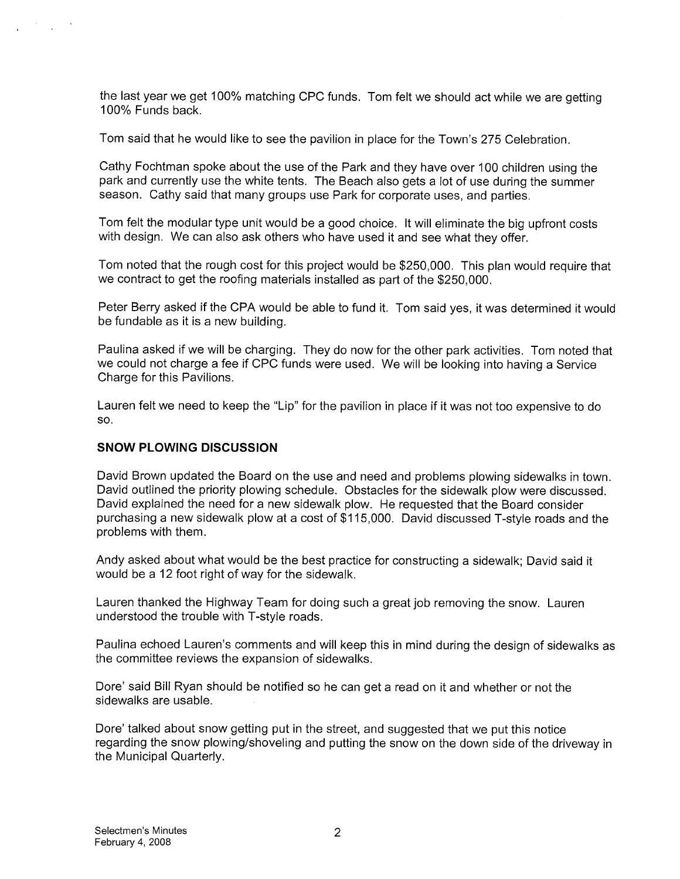the last year we get 100% matching CPC funds. Tom felt we should act while we are getting 100% Funds back.

Tom said that he would like to see the pavilion in place for the Town's 275 Celebration.

Cathy Fochtman spoke about the use of the Park and they have over 100 children using the park and currently use the white tents. The Beach also gets a lot of use during the summer season. Cathy said that many groups use Park for corporate uses, and parties.

Tom felt the modular type unit would be a good choice. It will eliminate the big upfront costs with design. We can also ask others who have used it and see what they offer.

Tom noted that the rough cost for this project would be $250,000. This plan would require that we contract to get the roofing materials installed as part of the $250,000.

Peter Berry asked if the CPA would be able to fund it. Tom said yes, it was determined it would be fundable as it is a new building.

Paulina asked if we will be charging. They do now for the other park activities. Tom noted that we could not charge a fee if CPC funds were used. We will be looking into having a Service Charge for this Pavilions.

Lauren felt we need to keep the "Lip" for the pavilion in place if it was not too expensive to do so.

**SNOW PLOWING DISCUSSION**

David Brown updated the Board on the use and need and problems plowing sidewalks in town. David outlined the priority plowing schedule. Obstacles for the sidewalk plow were discussed. David explained the need for a new sidewalk plow. He requested that the Board consider purchasing a new sidewalk plow at a cost of $115,000. David discussed T-style roads and the problems with them.

Andy asked about what would be the best practice for constructing a sidewalk; David said it would be a 12 foot right of way for the sidewalk.

Lauren thanked the Highway Team for doing such a great job removing the snow. Lauren understood the trouble with T-style roads.

Paulina echoed Lauren's comments and will keep this in mind during the design of sidewalks as the committee reviews the expansion of sidewalks.

Dore' said Bill Ryan should be notified so he can get a read on it and whether or not the sidewalks are usable.

Dore' talked about snow getting put in the street, and suggested that we put this notice regarding the snow plowing/shoveling and putting the snow on the down side of the driveway in the Municipal Quarterly.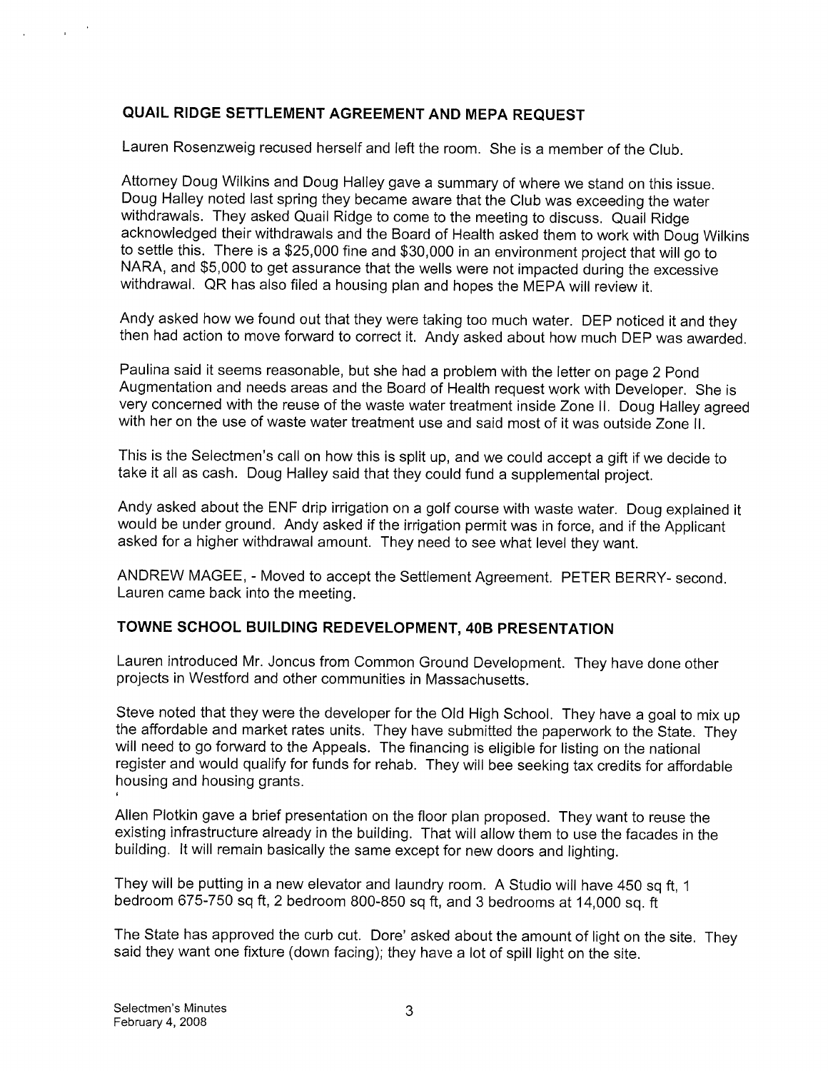## QUAIL RIDGE SETTLEMENT AGREEMENT AND MEPA REQUEST

Lauren Rosenzweig recused herself and left the room. She is a member of the Club.

Attorney Doug Wilkins and Doug Halley gave a summary of where we stand on this issue. Doug Halley noted last spring they became aware that the Club was exceeding the water withdrawals. They asked Quail Ridge to come to the meeting to discuss. Quail Ridge acknowledged their withdrawals and the Board of Health asked them to work with Doug Wilkins to settle this. There is a $25,000 fine and $30,000 in an environment project that will go to NARA, and $5,000 to get assurance that the wells were not impacted during the excessive withdrawal. QR has also filed a housing plan and hopes the MEPA will review it.

Andy asked how we found out that they were taking too much water. DEP noticed it and they then had action to move forward to correct it. Andy asked about how much DEP was awarded.

Paulina said it seems reasonable, but she had a problem with the letter on page 2 Pond Augmentation and needs areas and the Board of Health request work with Developer. She is very concerned with the reuse of the waste water treatment inside Zone II. Doug Halley agreed with her on the use of waste water treatment use and said most of it was outside Zone II.

This is the Selectmen's call on how this is split up, and we could accept a gift if we decide to take it all as cash. Doug Halley said that they could fund a supplemental project.

Andy asked about the ENF drip irrigation on a golf course with waste water. Doug explained it would be under ground. Andy asked if the irrigation permit was in force, and if the Applicant asked for a higher withdrawal amount. They need to see what level they want.

ANDREW MAGEE, - Moved to accept the Settlement Agreement. PETER BERRY- second. Lauren came back into the meeting.

## TOWNE SCHOOL BUILDING REDEVELOPMENT, 40B PRESENTATION

Lauren introduced Mr. Joncus from Common Ground Development. They have done other projects in Westford and other communities in Massachusetts.

Steve noted that they were the developer for the Old High School. They have a goal to mix up the affordable and market rates units. They have submitted the paperwork to the State. They will need to go forward to the Appeals. The financing is eligible for listing on the national register and would qualify for funds for rehab. They will bee seeking tax credits for affordable housing and housing grants.

Allen Plotkin gave a brief presentation on the floor plan proposed. They want to reuse the existing infrastructure already in the building. That will allow them to use the facades in the building. It will remain basically the same except for new doors and lighting.

They will be putting in a new elevator and laundry room. A Studio will have 450 sq ft, 1 bedroom 675-750 sq ft, 2 bedroom 800-850 sq ft, and 3 bedrooms at 14,000 sq. ft

The State has approved the curb cut. Dore' asked about the amount of light on the site. They said they want one fixture (down facing); they have a lot of spill light on the site.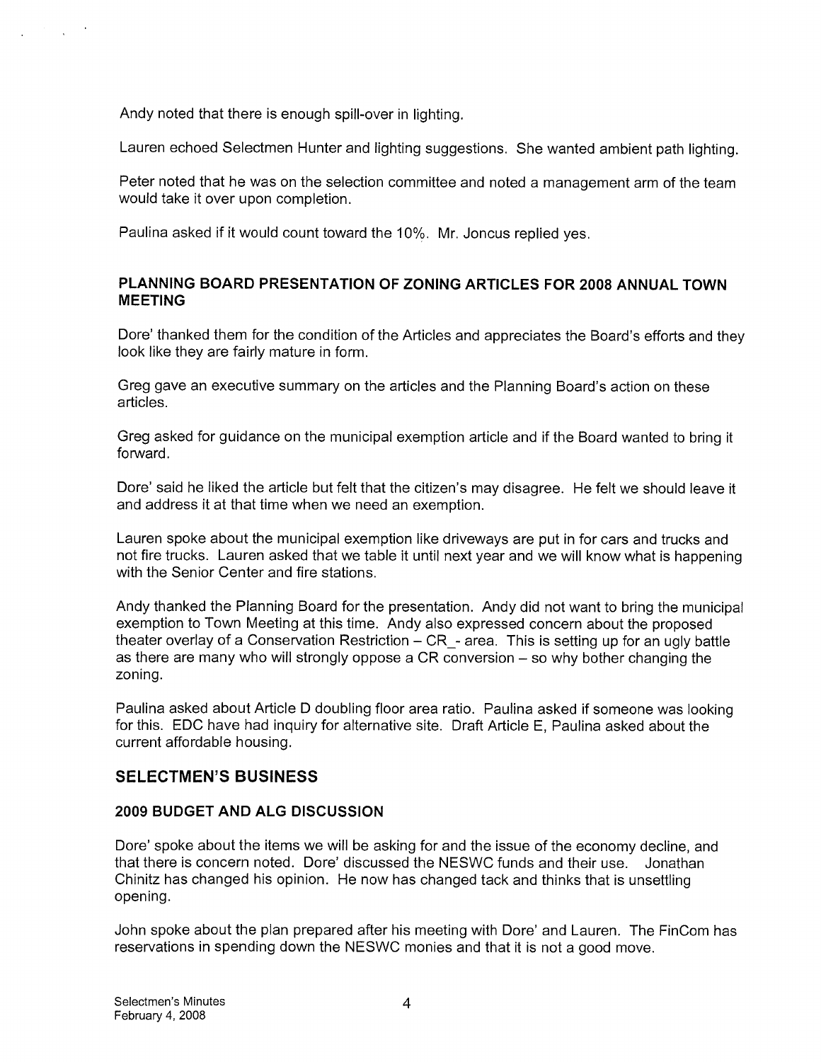Andy noted that there is enough spill-over in lighting.

Lauren echoed Selectmen Hunter and lighting suggestions. She wanted ambient path lighting.

Peter noted that he was on the selection committee and noted a management arm of the team would take it over upon completion.

Paulina asked if it would count toward the 10%. Mr. Joncus replied yes.

### PLANNING BOARD PRESENTATION OF ZONING ARTICLES FOR 2008 ANNUAL TOWN MEETING

Dore' thanked them for the condition of the Articles and appreciates the Board's efforts and they look like they are fairly mature in form.

Greg gave an executive summary on the articles and the Planning Board's action on these articles.

Greg asked for guidance on the municipal exemption article and if the Board wanted to bring it forward.

Dore' said he liked the article but felt that the citizen's may disagree. He felt we should leave it and address it at that time when we need an exemption.

Lauren spoke about the municipal exemption like driveways are put in for cars and trucks and not fire trucks. Lauren asked that we table it until next year and we will know what is happening with the Senior Center and fire stations.

Andy thanked the Planning Board for the presentation. Andy did not want to bring the municipal exemption to Town Meeting at this time. Andy also expressed concern about the proposed theater overlay of a Conservation Restriction – CR_- area. This is setting up for an ugly battle as there are many who will strongly oppose a CR conversion – so why bother changing the zoning.

Paulina asked about Article D doubling floor area ratio. Paulina asked if someone was looking for this. EDC have had inquiry for alternative site. Draft Article E, Paulina asked about the current affordable housing.

## SELECTMEN'S BUSINESS

### 2009 BUDGET AND ALG DISCUSSION

Dore' spoke about the items we will be asking for and the issue of the economy decline, and that there is concern noted. Dore' discussed the NESWC funds and their use. Jonathan Chinitz has changed his opinion. He now has changed tack and thinks that is unsettling opening.

John spoke about the plan prepared after his meeting with Dore' and Lauren. The FinCom has reservations in spending down the NESWC monies and that it is not a good move.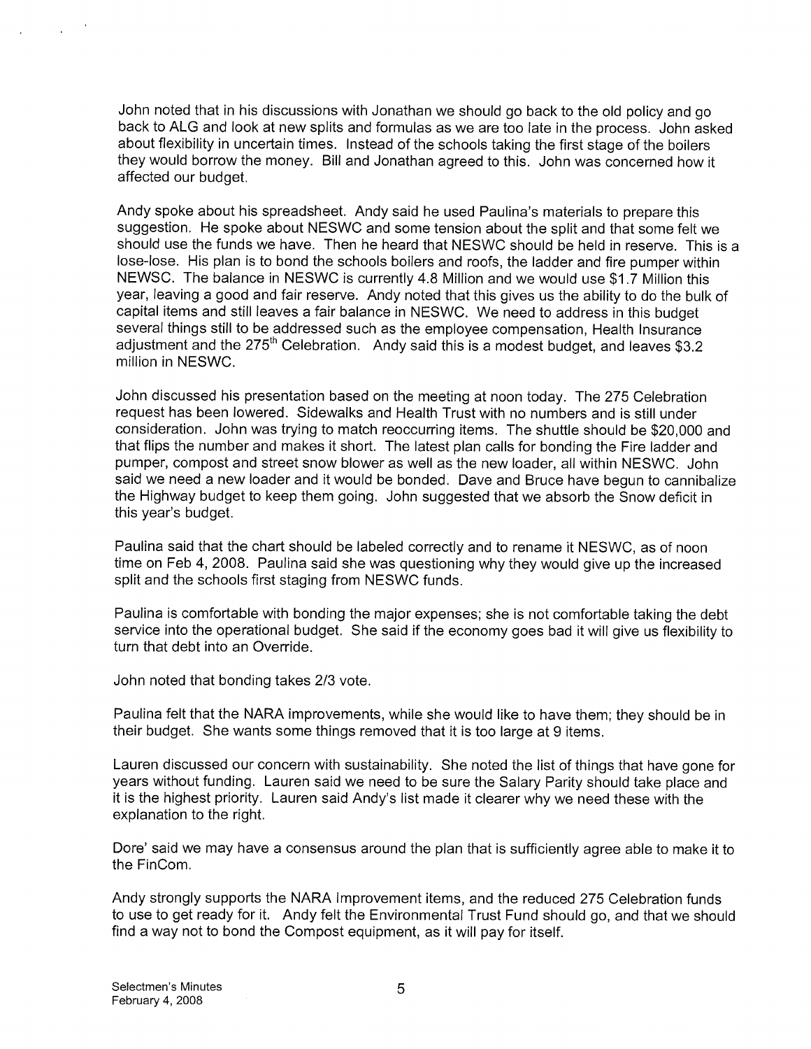John noted that in his discussions with Jonathan we should go back to the old policy and go back to ALG and look at new splits and formulas as we are too late in the process. John asked about flexibility in uncertain times. Instead of the schools taking the first stage of the boilers they would borrow the money. Bill and Jonathan agreed to this. John was concerned how it affected our budget.

Andy spoke about his spreadsheet. Andy said he used Paulina's materials to prepare this suggestion. He spoke about NESWC and some tension about the split and that some felt we should use the funds we have. Then he heard that NESWC should be held in reserve. This is a lose-lose. His plan is to bond the schools boilers and roofs, the ladder and fire pumper within NEWSC. The balance in NESWC is currently 4.8 Million and we would use $1.7 Million this year, leaving a good and fair reserve. Andy noted that this gives us the ability to do the bulk of capital items and still leaves a fair balance in NESWC. We need to address in this budget several things still to be addressed such as the employee compensation, Health Insurance adjustment and the 275th Celebration. Andy said this is a modest budget, and leaves $3.2 million in NESWC.

John discussed his presentation based on the meeting at noon today. The 275 Celebration request has been lowered. Sidewalks and Health Trust with no numbers and is still under consideration. John was trying to match reoccurring items. The shuttle should be $20,000 and that flips the number and makes it short. The latest plan calls for bonding the Fire ladder and pumper, compost and street snow blower as well as the new loader, all within NESWC. John said we need a new loader and it would be bonded. Dave and Bruce have begun to cannibalize the Highway budget to keep them going. John suggested that we absorb the Snow deficit in this year's budget.

Paulina said that the chart should be labeled correctly and to rename it NESWC, as of noon time on Feb 4, 2008. Paulina said she was questioning why they would give up the increased split and the schools first staging from NESWC funds.

Paulina is comfortable with bonding the major expenses; she is not comfortable taking the debt service into the operational budget. She said if the economy goes bad it will give us flexibility to turn that debt into an Override.

John noted that bonding takes 2/3 vote.

Paulina felt that the NARA improvements, while she would like to have them; they should be in their budget. She wants some things removed that it is too large at 9 items.

Lauren discussed our concern with sustainability. She noted the list of things that have gone for years without funding. Lauren said we need to be sure the Salary Parity should take place and it is the highest priority. Lauren said Andy's list made it clearer why we need these with the explanation to the right.

Dore' said we may have a consensus around the plan that is sufficiently agree able to make it to the FinCom.

Andy strongly supports the NARA Improvement items, and the reduced 275 Celebration funds to use to get ready for it. Andy felt the Environmental Trust Fund should go, and that we should find a way not to bond the Compost equipment, as it will pay for itself.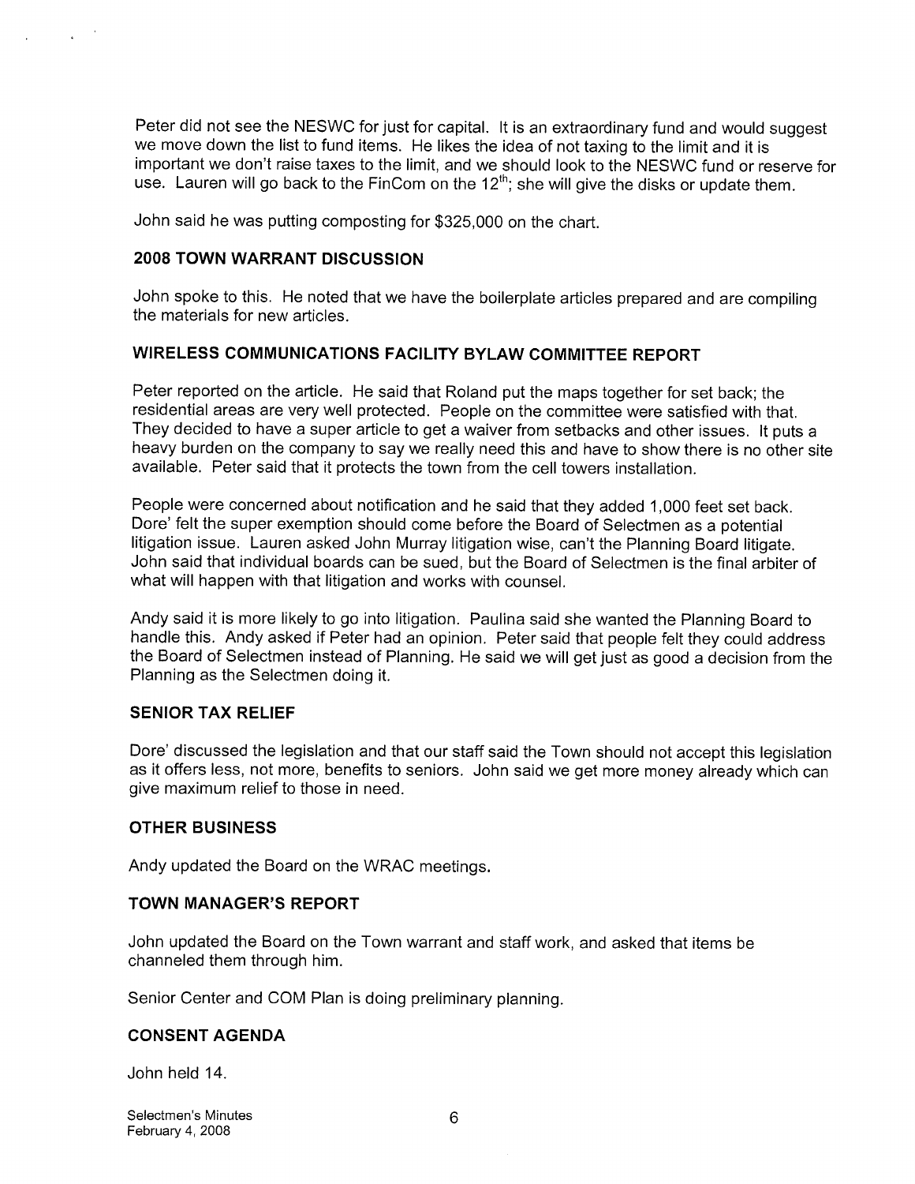Peter did not see the NESWC for just for capital. It is an extraordinary fund and would suggest we move down the list to fund items. He likes the idea of not taxing to the limit and it is important we don't raise taxes to the limit, and we should look to the NESWC fund or reserve for use. Lauren will go back to the FinCom on the 12th; she will give the disks or update them.

John said he was putting composting for $325,000 on the chart.

### 2008 TOWN WARRANT DISCUSSION

John spoke to this. He noted that we have the boilerplate articles prepared and are compiling the materials for new articles.

### WIRELESS COMMUNICATIONS FACILITY BYLAW COMMITTEE REPORT

Peter reported on the article. He said that Roland put the maps together for set back; the residential areas are very well protected. People on the committee were satisfied with that. They decided to have a super article to get a waiver from setbacks and other issues. It puts a heavy burden on the company to say we really need this and have to show there is no other site available. Peter said that it protects the town from the cell towers installation.

People were concerned about notification and he said that they added 1,000 feet set back. Dore' felt the super exemption should come before the Board of Selectmen as a potential litigation issue. Lauren asked John Murray litigation wise, can't the Planning Board litigate. John said that individual boards can be sued, but the Board of Selectmen is the final arbiter of what will happen with that litigation and works with counsel.

Andy said it is more likely to go into litigation. Paulina said she wanted the Planning Board to handle this. Andy asked if Peter had an opinion. Peter said that people felt they could address the Board of Selectmen instead of Planning. He said we will get just as good a decision from the Planning as the Selectmen doing it.

### SENIOR TAX RELIEF

Dore' discussed the legislation and that our staff said the Town should not accept this legislation as it offers less, not more, benefits to seniors. John said we get more money already which can give maximum relief to those in need.

### OTHER BUSINESS

Andy updated the Board on the WRAC meetings.

### TOWN MANAGER'S REPORT

John updated the Board on the Town warrant and staff work, and asked that items be channeled them through him.

Senior Center and COM Plan is doing preliminary planning.

### CONSENT AGENDA

John held 14.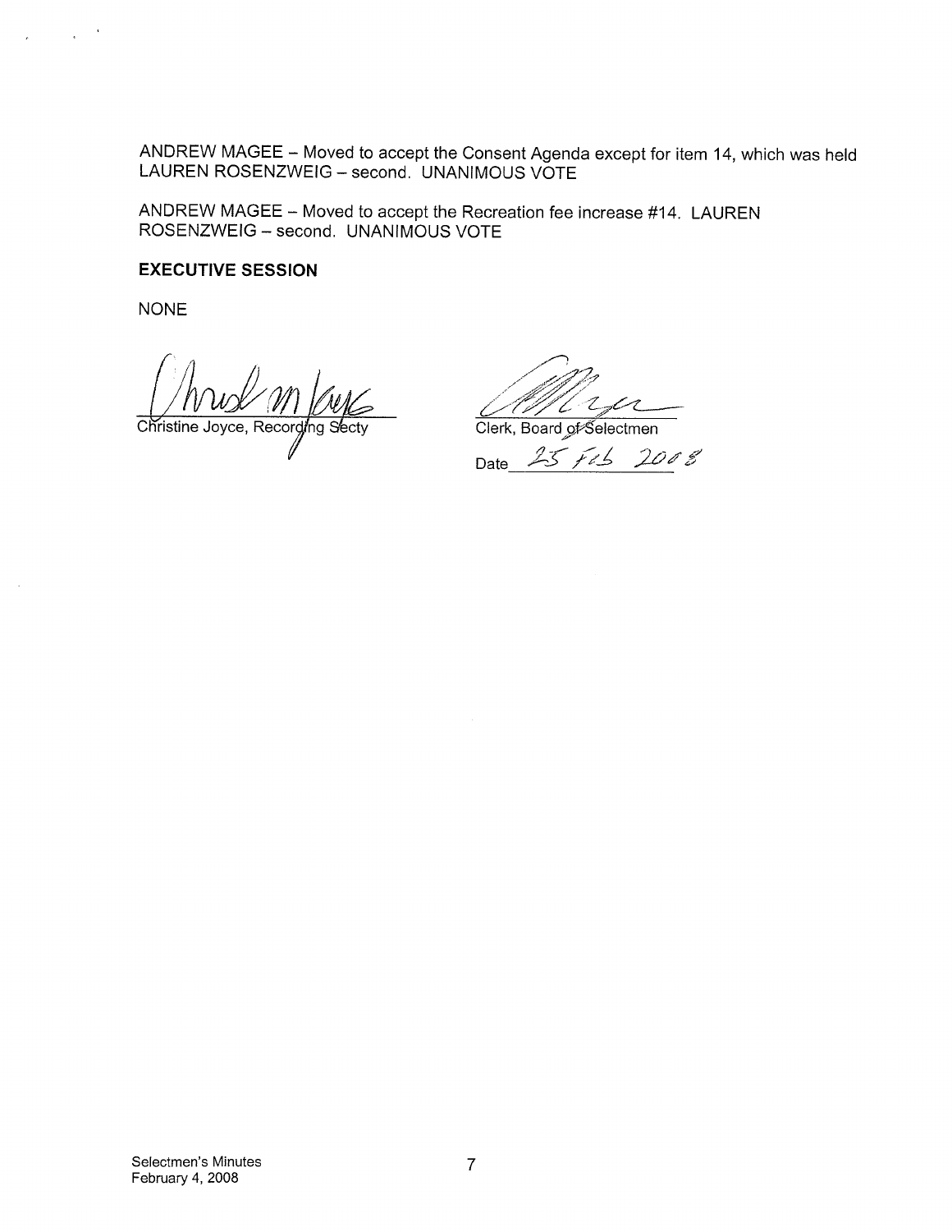ANDREW MAGEE – Moved to accept the Consent Agenda except for item 14, which was held LAUREN ROSENZWEIG – second. UNANIMOUS VOTE

ANDREW MAGEE – Moved to accept the Recreation fee increase #14. LAUREN ROSENZWEIG – second. UNANIMOUS VOTE

**EXECUTIVE SESSION**

NONE

Christine Joyce, Recording Secty

Clerk, Board of Selectmen

Date 25 Feb 2008

Selectmen's Minutes
February 4, 2008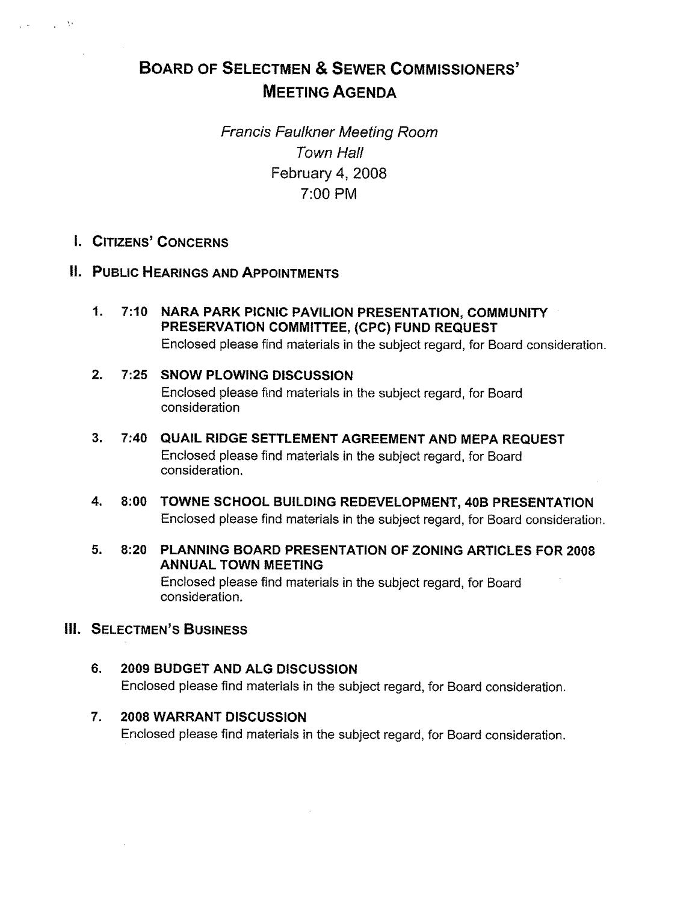# Board of Selectmen & Sewer Commissioners' Meeting Agenda

*Francis Faulkner Meeting Room*
*Town Hall*
February 4, 2008
7:00 PM

## I. Citizens' Concerns

## II. Public Hearings and Appointments

1. **7:10 NARA PARK PICNIC PAVILION PRESENTATION, COMMUNITY PRESERVATION COMMITTEE, (CPC) FUND REQUEST**
   Enclosed please find materials in the subject regard, for Board consideration.

2. **7:25 SNOW PLOWING DISCUSSION**
   Enclosed please find materials in the subject regard, for Board consideration

3. **7:40 QUAIL RIDGE SETTLEMENT AGREEMENT AND MEPA REQUEST**
   Enclosed please find materials in the subject regard, for Board consideration.

4. **8:00 TOWNE SCHOOL BUILDING REDEVELOPMENT, 40B PRESENTATION**
   Enclosed please find materials in the subject regard, for Board consideration.

5. **8:20 PLANNING BOARD PRESENTATION OF ZONING ARTICLES FOR 2008 ANNUAL TOWN MEETING**
   Enclosed please find materials in the subject regard, for Board consideration.

## III. Selectmen's Business

6. **2009 BUDGET AND ALG DISCUSSION**
   Enclosed please find materials in the subject regard, for Board consideration.

7. **2008 WARRANT DISCUSSION**
   Enclosed please find materials in the subject regard, for Board consideration.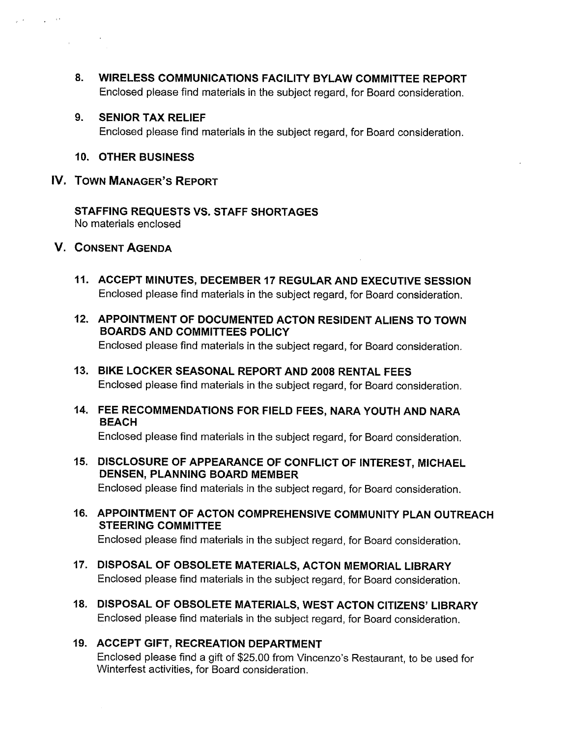8. **WIRELESS COMMUNICATIONS FACILITY BYLAW COMMITTEE REPORT**
   Enclosed please find materials in the subject regard, for Board consideration.

9. **SENIOR TAX RELIEF**
   Enclosed please find materials in the subject regard, for Board consideration.

10. **OTHER BUSINESS**

## IV. Town Manager's Report

**STAFFING REQUESTS VS. STAFF SHORTAGES**
No materials enclosed

## V. Consent Agenda

11. **ACCEPT MINUTES, DECEMBER 17 REGULAR AND EXECUTIVE SESSION**
    Enclosed please find materials in the subject regard, for Board consideration.

12. **APPOINTMENT OF DOCUMENTED ACTON RESIDENT ALIENS TO TOWN BOARDS AND COMMITTEES POLICY**
    Enclosed please find materials in the subject regard, for Board consideration.

13. **BIKE LOCKER SEASONAL REPORT AND 2008 RENTAL FEES**
    Enclosed please find materials in the subject regard, for Board consideration.

14. **FEE RECOMMENDATIONS FOR FIELD FEES, NARA YOUTH AND NARA BEACH**
    Enclosed please find materials in the subject regard, for Board consideration.

15. **DISCLOSURE OF APPEARANCE OF CONFLICT OF INTEREST, MICHAEL DENSEN, PLANNING BOARD MEMBER**
    Enclosed please find materials in the subject regard, for Board consideration.

16. **APPOINTMENT OF ACTON COMPREHENSIVE COMMUNITY PLAN OUTREACH STEERING COMMITTEE**
    Enclosed please find materials in the subject regard, for Board consideration.

17. **DISPOSAL OF OBSOLETE MATERIALS, ACTON MEMORIAL LIBRARY**
    Enclosed please find materials in the subject regard, for Board consideration.

18. **DISPOSAL OF OBSOLETE MATERIALS, WEST ACTON CITIZENS' LIBRARY**
    Enclosed please find materials in the subject regard, for Board consideration.

19. **ACCEPT GIFT, RECREATION DEPARTMENT**
    Enclosed please find a gift of $25.00 from Vincenzo's Restaurant, to be used for Winterfest activities, for Board consideration.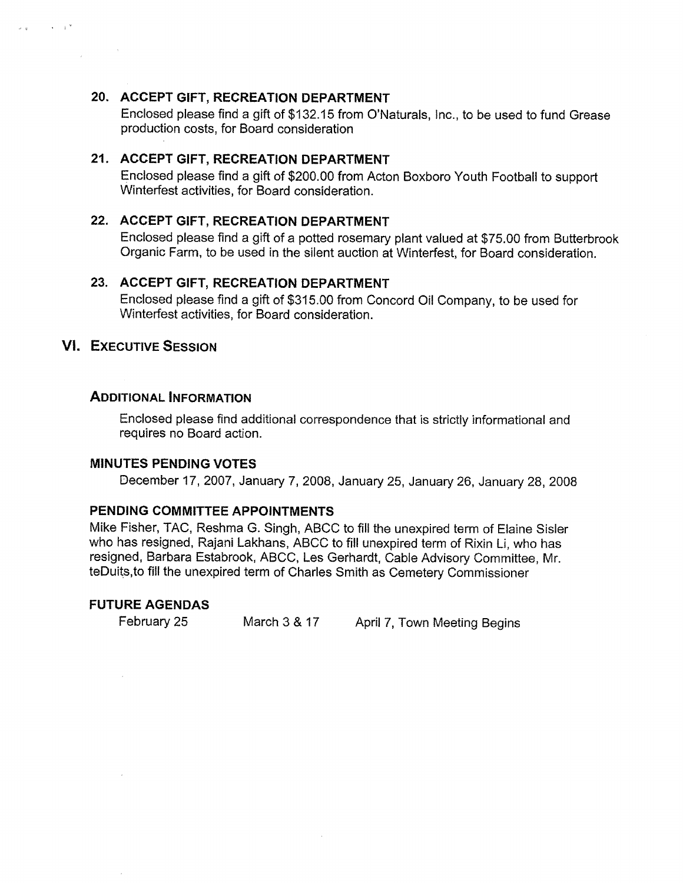20. **ACCEPT GIFT, RECREATION DEPARTMENT**
    Enclosed please find a gift of $132.15 from O'Naturals, Inc., to be used to fund Grease production costs, for Board consideration

21. **ACCEPT GIFT, RECREATION DEPARTMENT**
    Enclosed please find a gift of $200.00 from Acton Boxboro Youth Football to support Winterfest activities, for Board consideration.

22. **ACCEPT GIFT, RECREATION DEPARTMENT**
    Enclosed please find a gift of a potted rosemary plant valued at $75.00 from Butterbrook Organic Farm, to be used in the silent auction at Winterfest, for Board consideration.

23. **ACCEPT GIFT, RECREATION DEPARTMENT**
    Enclosed please find a gift of $315.00 from Concord Oil Company, to be used for Winterfest activities, for Board consideration.

## VI. EXECUTIVE SESSION

### ADDITIONAL INFORMATION

Enclosed please find additional correspondence that is strictly informational and requires no Board action.

### MINUTES PENDING VOTES

December 17, 2007, January 7, 2008, January 25, January 26, January 28, 2008

### PENDING COMMITTEE APPOINTMENTS

Mike Fisher, TAC, Reshma G. Singh, ABCC to fill the unexpired term of Elaine Sisler who has resigned, Rajani Lakhans, ABCC to fill unexpired term of Rixin Li, who has resigned, Barbara Estabrook, ABCC, Les Gerhardt, Cable Advisory Committee, Mr. teDuits,to fill the unexpired term of Charles Smith as Cemetery Commissioner

### FUTURE AGENDAS

February 25 March 3 & 17 April 7, Town Meeting Begins